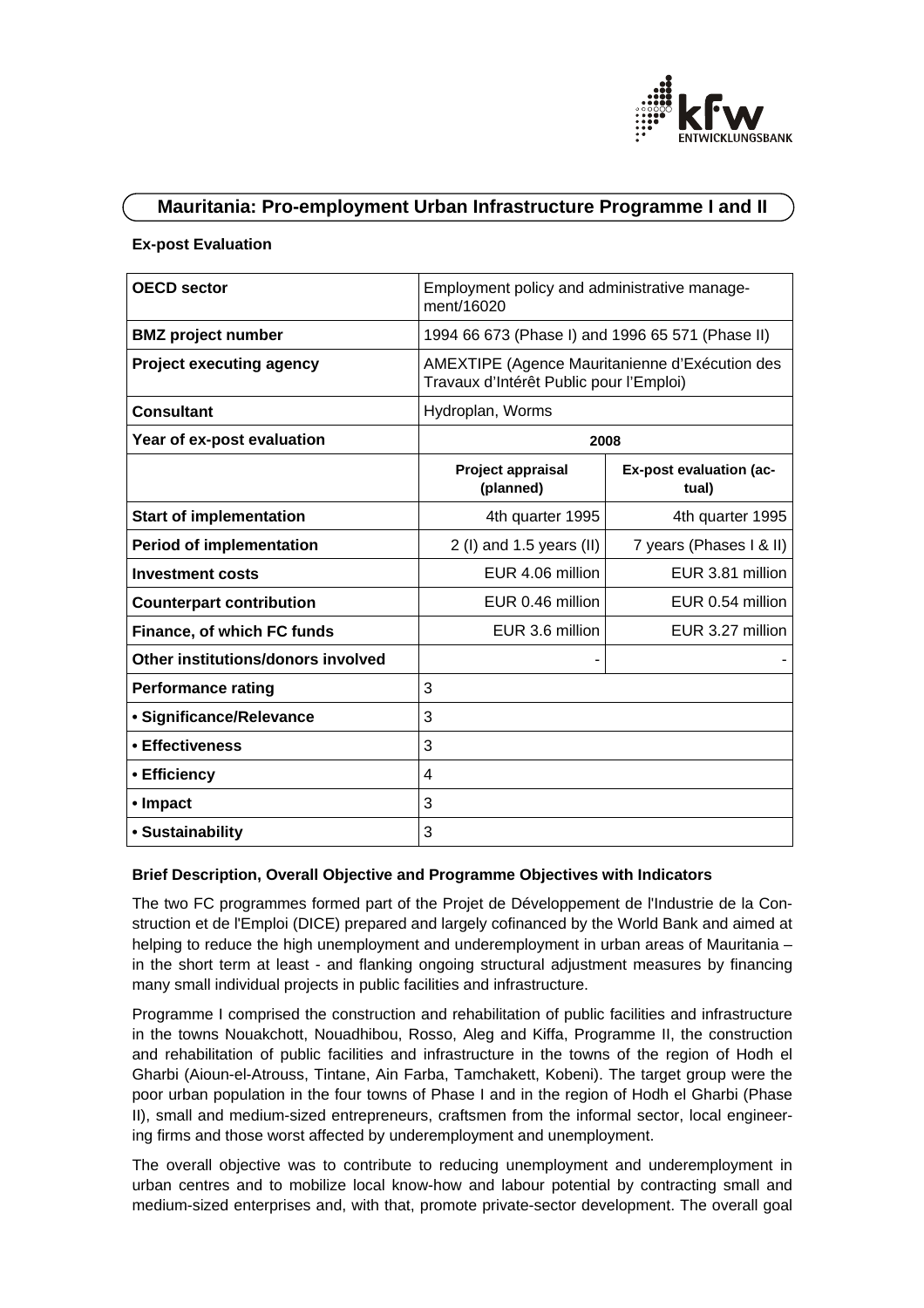# Mauritania: Pro-employment Urban Infrastructure Programme I and II

**Ex-post Evaluation**

| **OECD sector** | Employment policy and administrative management/16020 | |
|---|---|---|
| **BMZ project number** | 1994 66 673 (Phase I) and 1996 65 571 (Phase II) | |
| **Project executing agency** | AMEXTIPE (Agence Mauritanienne d'Exécution des Travaux d'Intérêt Public pour l'Emploi) | |
| **Consultant** | Hydroplan, Worms | |
| **Year of ex-post evaluation** | **2008** | |
| | **Project appraisal (planned)** | **Ex-post evaluation (actual)** |
| **Start of implementation** | 4th quarter 1995 | 4th quarter 1995 |
| **Period of implementation** | 2 (I) and 1.5 years (II) | 7 years (Phases I & II) |
| **Investment costs** | EUR 4.06 million | EUR 3.81 million |
| **Counterpart contribution** | EUR 0.46 million | EUR 0.54 million |
| **Finance, of which FC funds** | EUR 3.6 million | EUR 3.27 million |
| **Other institutions/donors involved** | - | - |
| **Performance rating** | 3 | |
| **• Significance/Relevance** | 3 | |
| **• Effectiveness** | 3 | |
| **• Efficiency** | 4 | |
| **• Impact** | 3 | |
| **• Sustainability** | 3 | |

**Brief Description, Overall Objective and Programme Objectives with Indicators**

The two FC programmes formed part of the Projet de Développement de l'Industrie de la Construction et de l'Emploi (DICE) prepared and largely cofinanced by the World Bank and aimed at helping to reduce the high unemployment and underemployment in urban areas of Mauritania – in the short term at least - and flanking ongoing structural adjustment measures by financing many small individual projects in public facilities and infrastructure.

Programme I comprised the construction and rehabilitation of public facilities and infrastructure in the towns Nouakchott, Nouadhibou, Rosso, Aleg and Kiffa, Programme II, the construction and rehabilitation of public facilities and infrastructure in the towns of the region of Hodh el Gharbi (Aioun-el-Atrouss, Tintane, Ain Farba, Tamchakett, Kobeni). The target group were the poor urban population in the four towns of Phase I and in the region of Hodh el Gharbi (Phase II), small and medium-sized entrepreneurs, craftsmen from the informal sector, local engineering firms and those worst affected by underemployment and unemployment.

The overall objective was to contribute to reducing unemployment and underemployment in urban centres and to mobilize local know-how and labour potential by contracting small and medium-sized enterprises and, with that, promote private-sector development. The overall goal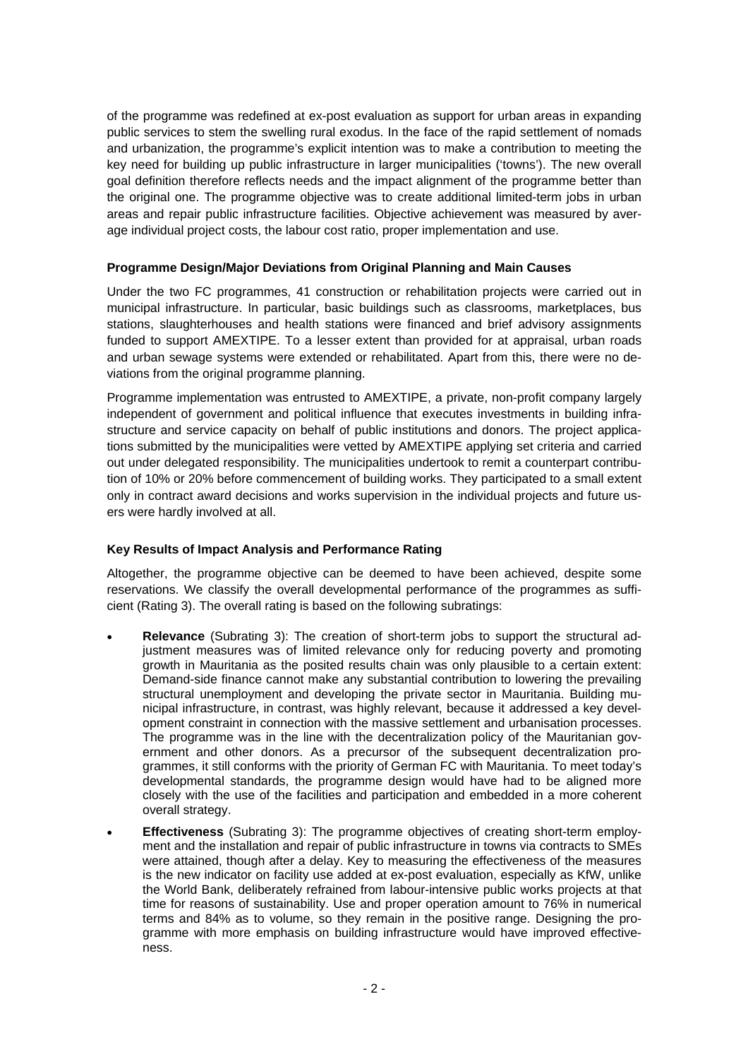of the programme was redefined at ex-post evaluation as support for urban areas in expanding public services to stem the swelling rural exodus. In the face of the rapid settlement of nomads and urbanization, the programme's explicit intention was to make a contribution to meeting the key need for building up public infrastructure in larger municipalities ('towns'). The new overall goal definition therefore reflects needs and the impact alignment of the programme better than the original one. The programme objective was to create additional limited-term jobs in urban areas and repair public infrastructure facilities. Objective achievement was measured by average individual project costs, the labour cost ratio, proper implementation and use.

**Programme Design/Major Deviations from Original Planning and Main Causes**

Under the two FC programmes, 41 construction or rehabilitation projects were carried out in municipal infrastructure. In particular, basic buildings such as classrooms, marketplaces, bus stations, slaughterhouses and health stations were financed and brief advisory assignments funded to support AMEXTIPE. To a lesser extent than provided for at appraisal, urban roads and urban sewage systems were extended or rehabilitated. Apart from this, there were no deviations from the original programme planning.

Programme implementation was entrusted to AMEXTIPE, a private, non-profit company largely independent of government and political influence that executes investments in building infrastructure and service capacity on behalf of public institutions and donors. The project applications submitted by the municipalities were vetted by AMEXTIPE applying set criteria and carried out under delegated responsibility. The municipalities undertook to remit a counterpart contribution of 10% or 20% before commencement of building works. They participated to a small extent only in contract award decisions and works supervision in the individual projects and future users were hardly involved at all.

**Key Results of Impact Analysis and Performance Rating**

Altogether, the programme objective can be deemed to have been achieved, despite some reservations. We classify the overall developmental performance of the programmes as sufficient (Rating 3). The overall rating is based on the following subratings:

- **Relevance** (Subrating 3): The creation of short-term jobs to support the structural adjustment measures was of limited relevance only for reducing poverty and promoting growth in Mauritania as the posited results chain was only plausible to a certain extent: Demand-side finance cannot make any substantial contribution to lowering the prevailing structural unemployment and developing the private sector in Mauritania. Building municipal infrastructure, in contrast, was highly relevant, because it addressed a key development constraint in connection with the massive settlement and urbanisation processes. The programme was in the line with the decentralization policy of the Mauritanian government and other donors. As a precursor of the subsequent decentralization programmes, it still conforms with the priority of German FC with Mauritania. To meet today's developmental standards, the programme design would have had to be aligned more closely with the use of the facilities and participation and embedded in a more coherent overall strategy.
- **Effectiveness** (Subrating 3): The programme objectives of creating short-term employment and the installation and repair of public infrastructure in towns via contracts to SMEs were attained, though after a delay. Key to measuring the effectiveness of the measures is the new indicator on facility use added at ex-post evaluation, especially as KfW, unlike the World Bank, deliberately refrained from labour-intensive public works projects at that time for reasons of sustainability. Use and proper operation amount to 76% in numerical terms and 84% as to volume, so they remain in the positive range. Designing the programme with more emphasis on building infrastructure would have improved effectiveness.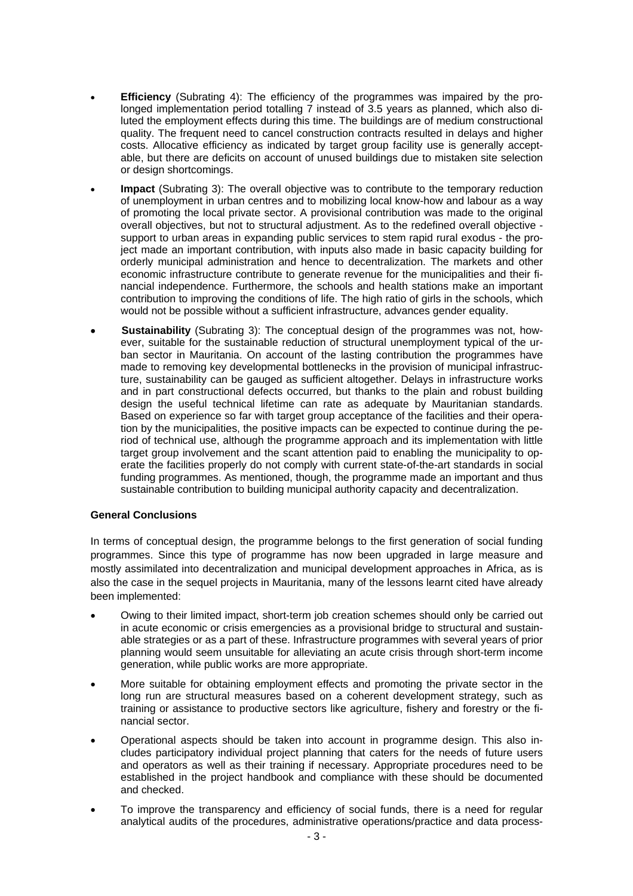- **Efficiency** (Subrating 4): The efficiency of the programmes was impaired by the prolonged implementation period totalling 7 instead of 3.5 years as planned, which also diluted the employment effects during this time. The buildings are of medium constructional quality. The frequent need to cancel construction contracts resulted in delays and higher costs. Allocative efficiency as indicated by target group facility use is generally acceptable, but there are deficits on account of unused buildings due to mistaken site selection or design shortcomings.
- **Impact** (Subrating 3): The overall objective was to contribute to the temporary reduction of unemployment in urban centres and to mobilizing local know-how and labour as a way of promoting the local private sector. A provisional contribution was made to the original overall objectives, but not to structural adjustment. As to the redefined overall objective - support to urban areas in expanding public services to stem rapid rural exodus - the project made an important contribution, with inputs also made in basic capacity building for orderly municipal administration and hence to decentralization. The markets and other economic infrastructure contribute to generate revenue for the municipalities and their financial independence. Furthermore, the schools and health stations make an important contribution to improving the conditions of life. The high ratio of girls in the schools, which would not be possible without a sufficient infrastructure, advances gender equality.
- **Sustainability** (Subrating 3): The conceptual design of the programmes was not, however, suitable for the sustainable reduction of structural unemployment typical of the urban sector in Mauritania. On account of the lasting contribution the programmes have made to removing key developmental bottlenecks in the provision of municipal infrastructure, sustainability can be gauged as sufficient altogether. Delays in infrastructure works and in part constructional defects occurred, but thanks to the plain and robust building design the useful technical lifetime can rate as adequate by Mauritanian standards. Based on experience so far with target group acceptance of the facilities and their operation by the municipalities, the positive impacts can be expected to continue during the period of technical use, although the programme approach and its implementation with little target group involvement and the scant attention paid to enabling the municipality to operate the facilities properly do not comply with current state-of-the-art standards in social funding programmes. As mentioned, though, the programme made an important and thus sustainable contribution to building municipal authority capacity and decentralization.

**General Conclusions**

In terms of conceptual design, the programme belongs to the first generation of social funding programmes. Since this type of programme has now been upgraded in large measure and mostly assimilated into decentralization and municipal development approaches in Africa, as is also the case in the sequel projects in Mauritania, many of the lessons learnt cited have already been implemented:

- Owing to their limited impact, short-term job creation schemes should only be carried out in acute economic or crisis emergencies as a provisional bridge to structural and sustainable strategies or as a part of these. Infrastructure programmes with several years of prior planning would seem unsuitable for alleviating an acute crisis through short-term income generation, while public works are more appropriate.
- More suitable for obtaining employment effects and promoting the private sector in the long run are structural measures based on a coherent development strategy, such as training or assistance to productive sectors like agriculture, fishery and forestry or the financial sector.
- Operational aspects should be taken into account in programme design. This also includes participatory individual project planning that caters for the needs of future users and operators as well as their training if necessary. Appropriate procedures need to be established in the project handbook and compliance with these should be documented and checked.
- To improve the transparency and efficiency of social funds, there is a need for regular analytical audits of the procedures, administrative operations/practice and data process-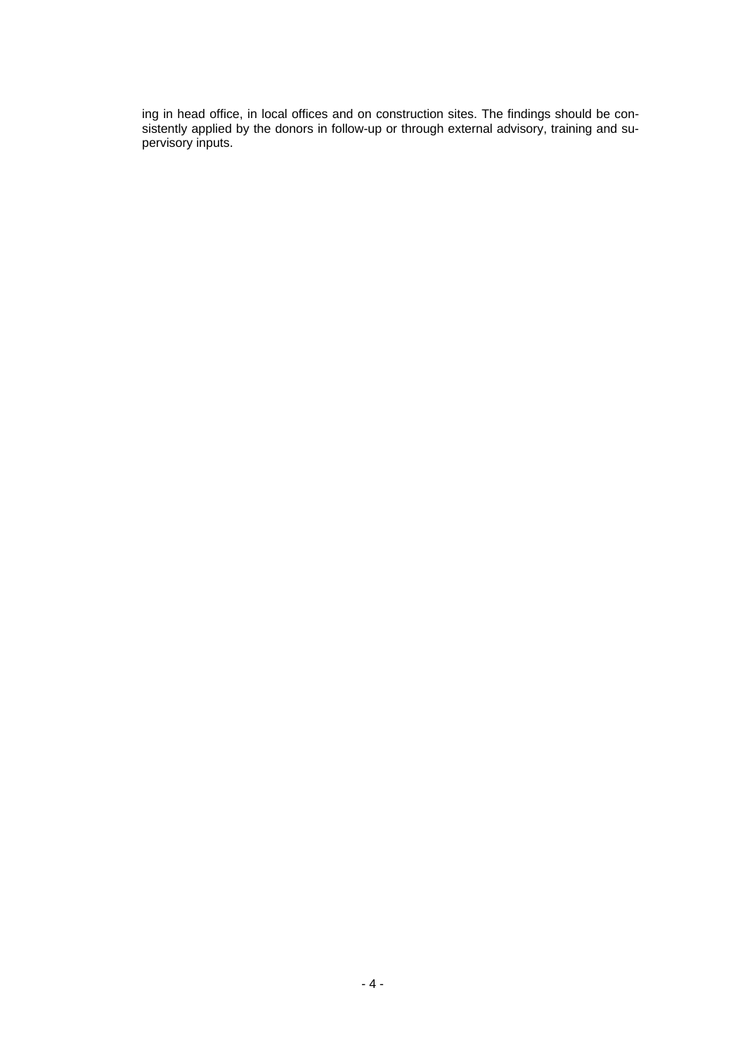ing in head office, in local offices and on construction sites. The findings should be consistently applied by the donors in follow-up or through external advisory, training and supervisory inputs.